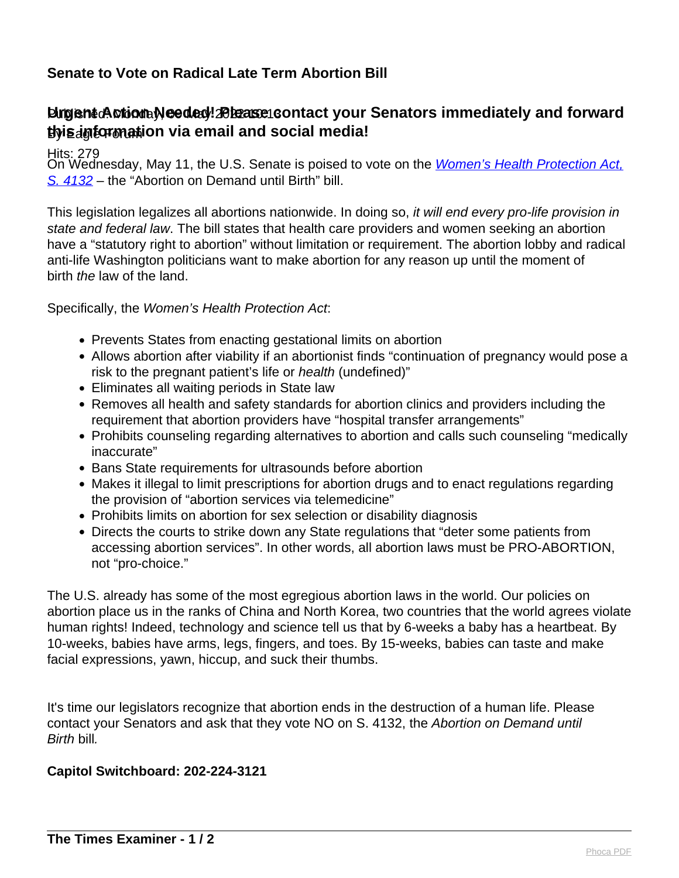# Senate to Vote on Radical Late Term Abortion Bill

Published: Monday, 09 May 2022 15:16

By Eagle Forum

Hits: 279

## Urgent Action Needed! Please contact your Senators immediately and forward this information via email and social media!

On Wednesday, May 11, the U.S. Senate is poised to vote on the [*Women's Health Protection Act, S. 4132*](#) – the "Abortion on Demand until Birth" bill.

This legislation legalizes all abortions nationwide. In doing so, *it will end every pro-life provision in state and federal law*. The bill states that health care providers and women seeking an abortion have a "statutory right to abortion" without limitation or requirement. The abortion lobby and radical anti-life Washington politicians want to make abortion for any reason up until the moment of birth *the* law of the land.

Specifically, the *Women's Health Protection Act*:

- Prevents States from enacting gestational limits on abortion
- Allows abortion after viability if an abortionist finds "continuation of pregnancy would pose a risk to the pregnant patient's life or *health* (undefined)"
- Eliminates all waiting periods in State law
- Removes all health and safety standards for abortion clinics and providers including the requirement that abortion providers have "hospital transfer arrangements"
- Prohibits counseling regarding alternatives to abortion and calls such counseling "medically inaccurate"
- Bans State requirements for ultrasounds before abortion
- Makes it illegal to limit prescriptions for abortion drugs and to enact regulations regarding the provision of "abortion services via telemedicine"
- Prohibits limits on abortion for sex selection or disability diagnosis
- Directs the courts to strike down any State regulations that "deter some patients from accessing abortion services". In other words, all abortion laws must be PRO-ABORTION, not "pro-choice."

The U.S. already has some of the most egregious abortion laws in the world. Our policies on abortion place us in the ranks of China and North Korea, two countries that the world agrees violate human rights! Indeed, technology and science tell us that by 6-weeks a baby has a heartbeat. By 10-weeks, babies have arms, legs, fingers, and toes. By 15-weeks, babies can taste and make facial expressions, yawn, hiccup, and suck their thumbs.

It's time our legislators recognize that abortion ends in the destruction of a human life. Please contact your Senators and ask that they vote NO on S. 4132, the *Abortion on Demand until Birth* bill.

**Capitol Switchboard: 202-224-3121**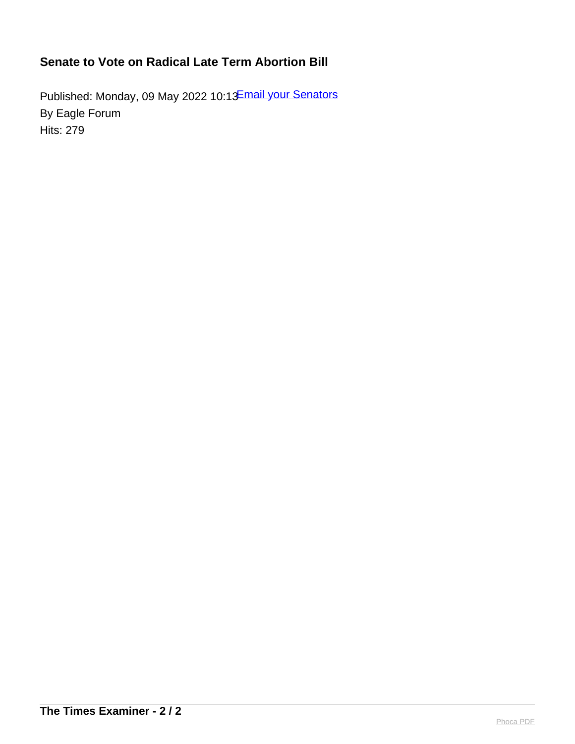**Senate to Vote on Radical Late Term Abortion Bill**

Published: Monday, 09 May 2022 10:13 [Email your Senators]
By Eagle Forum
Hits: 279